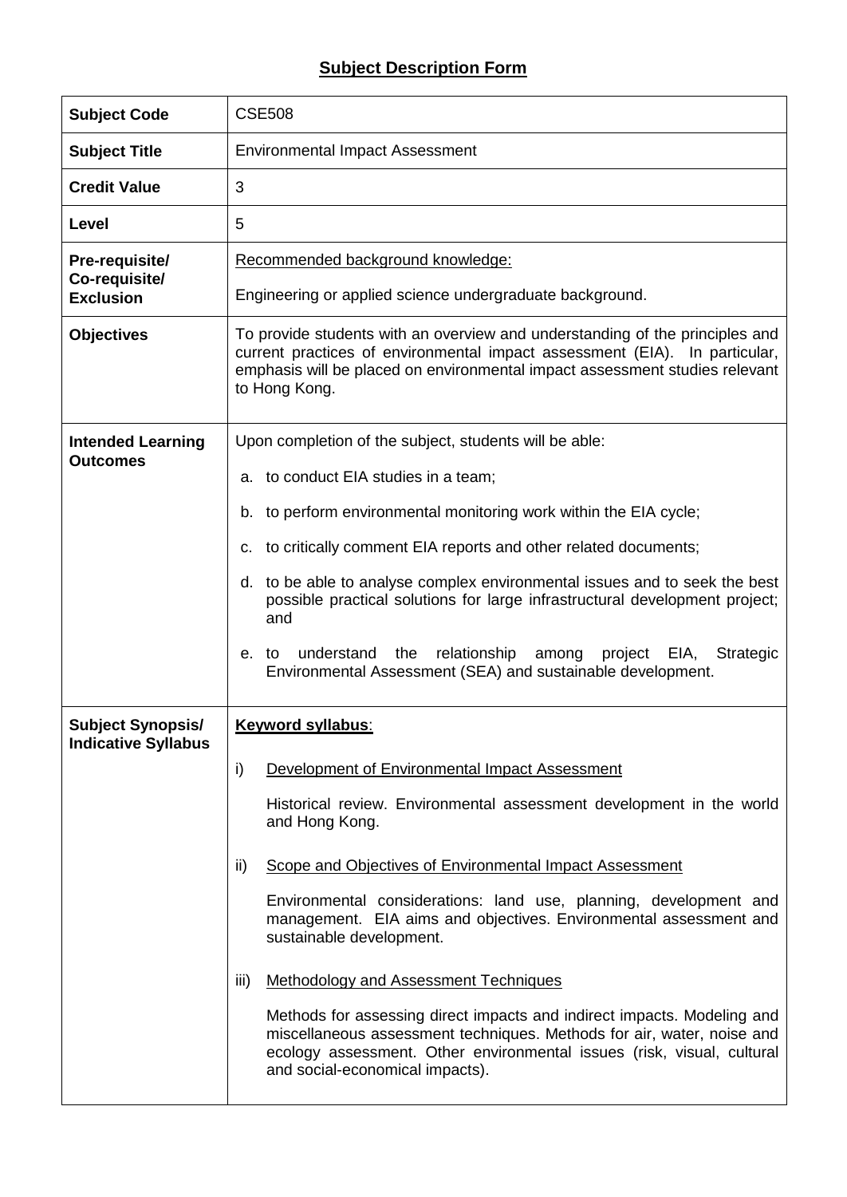# Subject Description Form

| **Subject Code** | CSE508 |
| --- | --- |
| **Subject Title** | Environmental Impact Assessment |
| **Credit Value** | 3 |
| **Level** | 5 |
| **Pre-requisite/ Co-requisite/ Exclusion** | Recommended background knowledge:<br><br>Engineering or applied science undergraduate background. |
| **Objectives** | To provide students with an overview and understanding of the principles and current practices of environmental impact assessment (EIA). In particular, emphasis will be placed on environmental impact assessment studies relevant to Hong Kong. |
| **Intended Learning Outcomes** | Upon completion of the subject, students will be able:<br><br>a. to conduct EIA studies in a team;<br><br>b. to perform environmental monitoring work within the EIA cycle;<br><br>c. to critically comment EIA reports and other related documents;<br><br>d. to be able to analyse complex environmental issues and to seek the best possible practical solutions for large infrastructural development project; and<br><br>e. to understand the relationship among project EIA, Strategic Environmental Assessment (SEA) and sustainable development. |
| **Subject Synopsis/ Indicative Syllabus** | **Keyword syllabus**:<br><br>i) Development of Environmental Impact Assessment<br><br>Historical review. Environmental assessment development in the world and Hong Kong.<br><br>ii) Scope and Objectives of Environmental Impact Assessment<br><br>Environmental considerations: land use, planning, development and management. EIA aims and objectives. Environmental assessment and sustainable development.<br><br>iii) Methodology and Assessment Techniques<br><br>Methods for assessing direct impacts and indirect impacts. Modeling and miscellaneous assessment techniques. Methods for air, water, noise and ecology assessment. Other environmental issues (risk, visual, cultural and social-economical impacts). |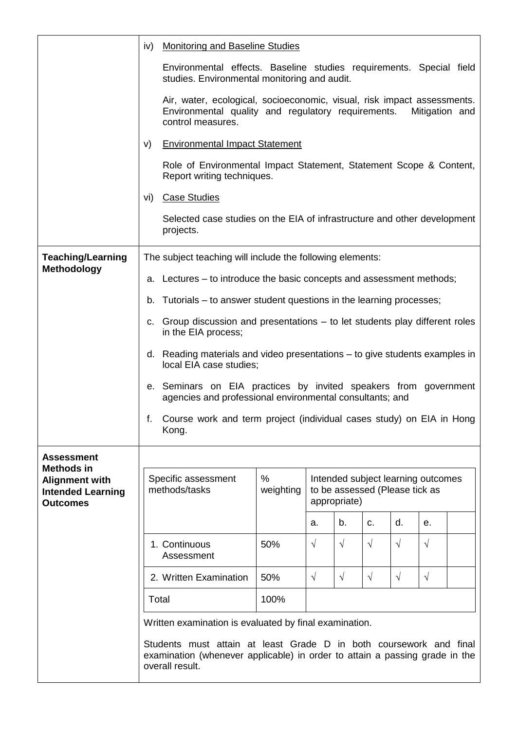| | |
|---|---|
| | iv) <u>Monitoring and Baseline Studies</u><br><br>Environmental effects. Baseline studies requirements. Special field studies. Environmental monitoring and audit.<br><br>Air, water, ecological, socioeconomic, visual, risk impact assessments. Environmental quality and regulatory requirements. Mitigation and control measures.<br><br>v) <u>Environmental Impact Statement</u><br><br>Role of Environmental Impact Statement, Statement Scope & Content, Report writing techniques.<br><br>vi) <u>Case Studies</u><br><br>Selected case studies on the EIA of infrastructure and other development projects. |
| **Teaching/Learning Methodology** | The subject teaching will include the following elements:<br><br>a. Lectures – to introduce the basic concepts and assessment methods;<br><br>b. Tutorials – to answer student questions in the learning processes;<br><br>c. Group discussion and presentations – to let students play different roles in the EIA process;<br><br>d. Reading materials and video presentations – to give students examples in local EIA case studies;<br><br>e. Seminars on EIA practices by invited speakers from government agencies and professional environmental consultants; and<br><br>f. Course work and term project (individual cases study) on EIA in Hong Kong. |
| **Assessment Methods in Alignment with Intended Learning Outcomes** | See table below |

| Specific assessment methods/tasks | % weighting | Intended subject learning outcomes to be assessed (Please tick as appropriate) | | | | | |
|---|---|---|---|---|---|---|---|
| | | a. | b. | c. | d. | e. | |
| 1. Continuous Assessment | 50% | √ | √ | √ | √ | √ | |
| 2. Written Examination | 50% | √ | √ | √ | √ | √ | |
| Total | 100% | | | | | | |

Written examination is evaluated by final examination.

Students must attain at least Grade D in both coursework and final examination (whenever applicable) in order to attain a passing grade in the overall result.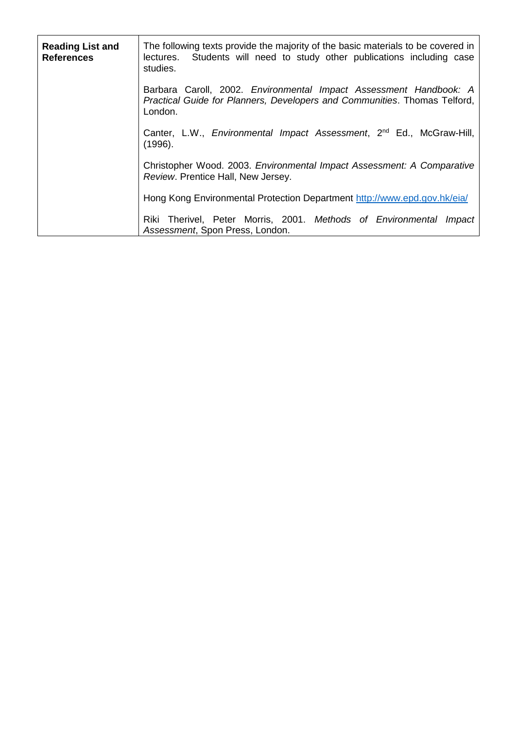| | |
|---|---|
| **Reading List and References** | The following texts provide the majority of the basic materials to be covered in lectures. Students will need to study other publications including case studies.<br><br>Barbara Caroll, 2002. *Environmental Impact Assessment Handbook: A Practical Guide for Planners, Developers and Communities*. Thomas Telford, London.<br><br>Canter, L.W., *Environmental Impact Assessment*, 2nd Ed., McGraw-Hill, (1996).<br><br>Christopher Wood. 2003. *Environmental Impact Assessment: A Comparative Review*. Prentice Hall, New Jersey.<br><br>Hong Kong Environmental Protection Department http://www.epd.gov.hk/eia/<br><br>Riki Therivel, Peter Morris, 2001. *Methods of Environmental Impact Assessment*, Spon Press, London. |